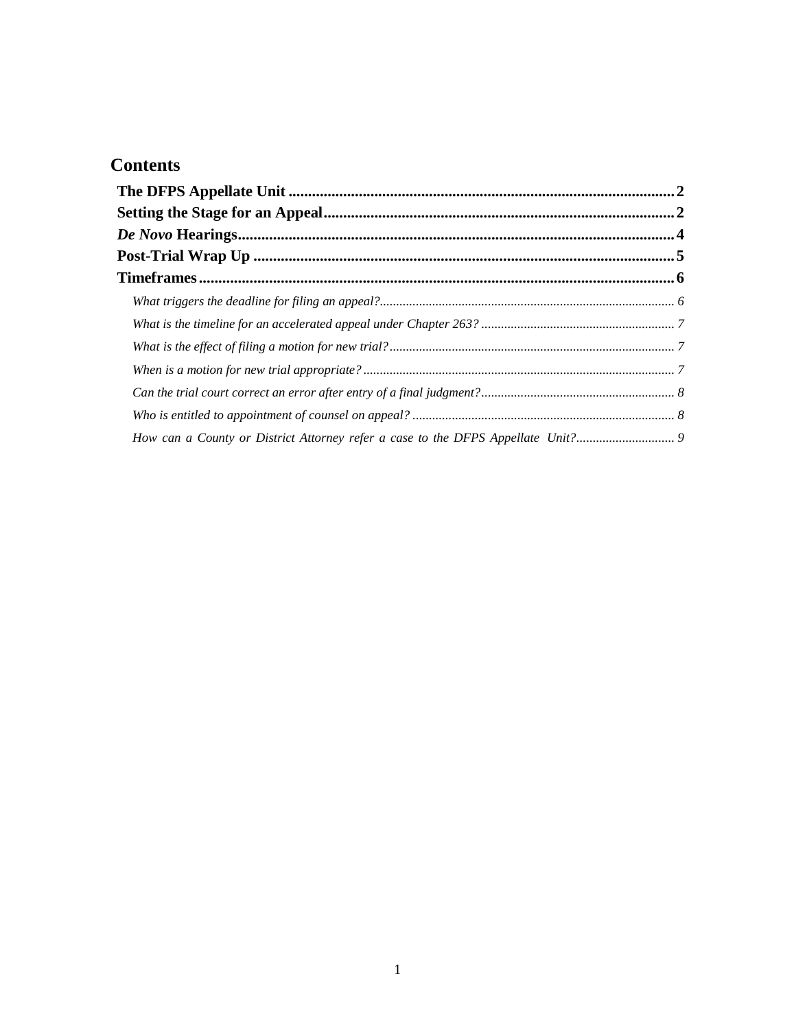# Contents

**The DFPS Appellate Unit** .......... 2

**Setting the Stage for an Appeal** .......... 2

***De Novo* Hearings** .......... 4

**Post-Trial Wrap Up** .......... 5

**Timeframes** .......... 6

- *What triggers the deadline for filing an appeal?* .......... 6
- *What is the timeline for an accelerated appeal under Chapter 263?* .......... 7
- *What is the effect of filing a motion for new trial?* .......... 7
- *When is a motion for new trial appropriate?* .......... 7
- *Can the trial court correct an error after entry of a final judgment?* .......... 8
- *Who is entitled to appointment of counsel on appeal?* .......... 8
- *How can a County or District Attorney refer a case to the DFPS Appellate Unit?* .......... 9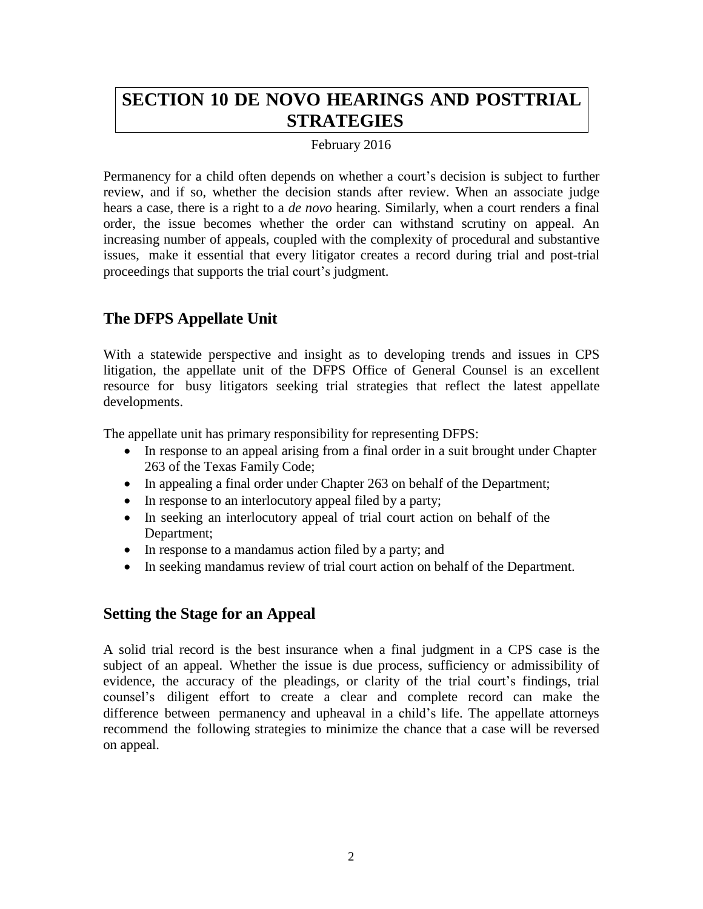# SECTION 10 DE NOVO HEARINGS AND POSTTRIAL STRATEGIES

February 2016

Permanency for a child often depends on whether a court's decision is subject to further review, and if so, whether the decision stands after review. When an associate judge hears a case, there is a right to a *de novo* hearing. Similarly, when a court renders a final order, the issue becomes whether the order can withstand scrutiny on appeal. An increasing number of appeals, coupled with the complexity of procedural and substantive issues, make it essential that every litigator creates a record during trial and post-trial proceedings that supports the trial court's judgment.

## The DFPS Appellate Unit

With a statewide perspective and insight as to developing trends and issues in CPS litigation, the appellate unit of the DFPS Office of General Counsel is an excellent resource for busy litigators seeking trial strategies that reflect the latest appellate developments.

The appellate unit has primary responsibility for representing DFPS:

- In response to an appeal arising from a final order in a suit brought under Chapter 263 of the Texas Family Code;
- In appealing a final order under Chapter 263 on behalf of the Department;
- In response to an interlocutory appeal filed by a party;
- In seeking an interlocutory appeal of trial court action on behalf of the Department;
- In response to a mandamus action filed by a party; and
- In seeking mandamus review of trial court action on behalf of the Department.

## Setting the Stage for an Appeal

A solid trial record is the best insurance when a final judgment in a CPS case is the subject of an appeal. Whether the issue is due process, sufficiency or admissibility of evidence, the accuracy of the pleadings, or clarity of the trial court's findings, trial counsel's diligent effort to create a clear and complete record can make the difference between permanency and upheaval in a child's life. The appellate attorneys recommend the following strategies to minimize the chance that a case will be reversed on appeal.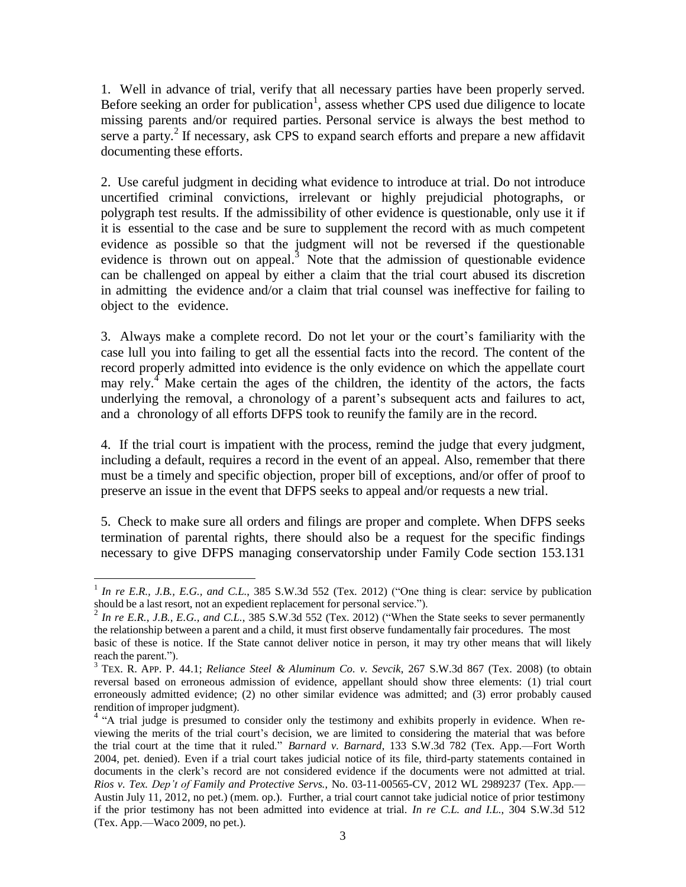1. Well in advance of trial, verify that all necessary parties have been properly served. Before seeking an order for publication[1], assess whether CPS used due diligence to locate missing parents and/or required parties. Personal service is always the best method to serve a party.[2] If necessary, ask CPS to expand search efforts and prepare a new affidavit documenting these efforts.

2. Use careful judgment in deciding what evidence to introduce at trial. Do not introduce uncertified criminal convictions, irrelevant or highly prejudicial photographs, or polygraph test results. If the admissibility of other evidence is questionable, only use it if it is essential to the case and be sure to supplement the record with as much competent evidence as possible so that the judgment will not be reversed if the questionable evidence is thrown out on appeal.[3] Note that the admission of questionable evidence can be challenged on appeal by either a claim that the trial court abused its discretion in admitting the evidence and/or a claim that trial counsel was ineffective for failing to object to the evidence.

3. Always make a complete record. Do not let your or the court's familiarity with the case lull you into failing to get all the essential facts into the record. The content of the record properly admitted into evidence is the only evidence on which the appellate court may rely.[4] Make certain the ages of the children, the identity of the actors, the facts underlying the removal, a chronology of a parent's subsequent acts and failures to act, and a chronology of all efforts DFPS took to reunify the family are in the record.

4. If the trial court is impatient with the process, remind the judge that every judgment, including a default, requires a record in the event of an appeal. Also, remember that there must be a timely and specific objection, proper bill of exceptions, and/or offer of proof to preserve an issue in the event that DFPS seeks to appeal and/or requests a new trial.

5. Check to make sure all orders and filings are proper and complete. When DFPS seeks termination of parental rights, there should also be a request for the specific findings necessary to give DFPS managing conservatorship under Family Code section 153.131

---

[1] *In re E.R., J.B., E.G., and C.L.*, 385 S.W.3d 552 (Tex. 2012) ("One thing is clear: service by publication should be a last resort, not an expedient replacement for personal service.").

[2] *In re E.R., J.B., E.G., and C.L.*, 385 S.W.3d 552 (Tex. 2012) ("When the State seeks to sever permanently the relationship between a parent and a child, it must first observe fundamentally fair procedures. The most basic of these is notice. If the State cannot deliver notice in person, it may try other means that will likely reach the parent.").

[3] TEX. R. APP. P. 44.1; *Reliance Steel & Aluminum Co. v. Sevcik*, 267 S.W.3d 867 (Tex. 2008) (to obtain reversal based on erroneous admission of evidence, appellant should show three elements: (1) trial court erroneously admitted evidence; (2) no other similar evidence was admitted; and (3) error probably caused rendition of improper judgment).

[4] "A trial judge is presumed to consider only the testimony and exhibits properly in evidence. When reviewing the merits of the trial court's decision, we are limited to considering the material that was before the trial court at the time that it ruled." *Barnard v. Barnard*, 133 S.W.3d 782 (Tex. App.—Fort Worth 2004, pet. denied). Even if a trial court takes judicial notice of its file, third-party statements contained in documents in the clerk's record are not considered evidence if the documents were not admitted at trial. *Rios v. Tex. Dep't of Family and Protective Servs.*, No. 03-11-00565-CV, 2012 WL 2989237 (Tex. App.—Austin July 11, 2012, no pet.) (mem. op.). Further, a trial court cannot take judicial notice of prior testimony if the prior testimony has not been admitted into evidence at trial. *In re C.L. and I.L.*, 304 S.W.3d 512 (Tex. App.—Waco 2009, no pet.).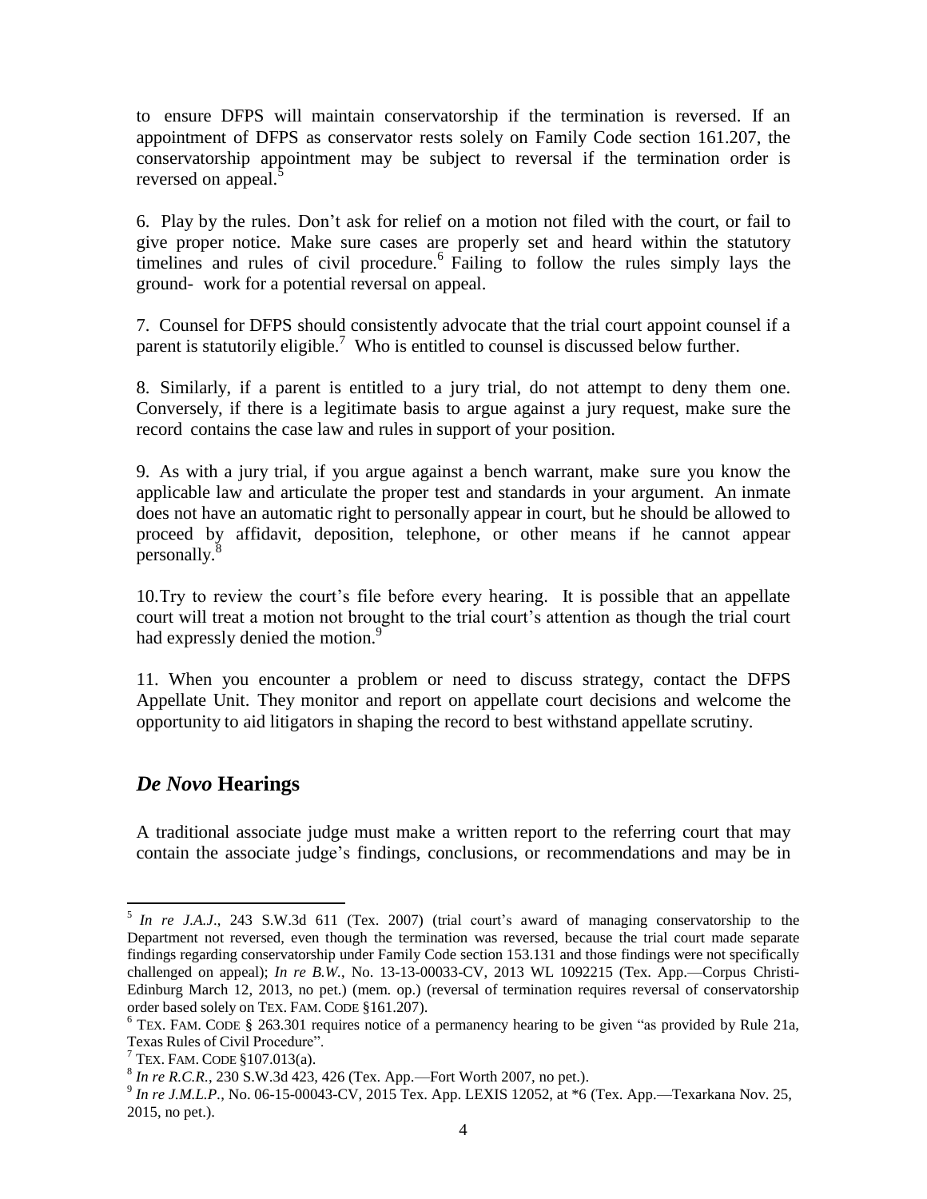to ensure DFPS will maintain conservatorship if the termination is reversed. If an appointment of DFPS as conservator rests solely on Family Code section 161.207, the conservatorship appointment may be subject to reversal if the termination order is reversed on appeal.[5]

6. Play by the rules. Don't ask for relief on a motion not filed with the court, or fail to give proper notice. Make sure cases are properly set and heard within the statutory timelines and rules of civil procedure.[6] Failing to follow the rules simply lays the ground- work for a potential reversal on appeal.

7. Counsel for DFPS should consistently advocate that the trial court appoint counsel if a parent is statutorily eligible.[7] Who is entitled to counsel is discussed below further.

8. Similarly, if a parent is entitled to a jury trial, do not attempt to deny them one. Conversely, if there is a legitimate basis to argue against a jury request, make sure the record contains the case law and rules in support of your position.

9. As with a jury trial, if you argue against a bench warrant, make sure you know the applicable law and articulate the proper test and standards in your argument. An inmate does not have an automatic right to personally appear in court, but he should be allowed to proceed by affidavit, deposition, telephone, or other means if he cannot appear personally.[8]

10.Try to review the court's file before every hearing. It is possible that an appellate court will treat a motion not brought to the trial court's attention as though the trial court had expressly denied the motion.[9]

11. When you encounter a problem or need to discuss strategy, contact the DFPS Appellate Unit. They monitor and report on appellate court decisions and welcome the opportunity to aid litigators in shaping the record to best withstand appellate scrutiny.

## *De Novo* Hearings

A traditional associate judge must make a written report to the referring court that may contain the associate judge's findings, conclusions, or recommendations and may be in

---

[5] *In re J.A.J*., 243 S.W.3d 611 (Tex. 2007) (trial court's award of managing conservatorship to the Department not reversed, even though the termination was reversed, because the trial court made separate findings regarding conservatorship under Family Code section 153.131 and those findings were not specifically challenged on appeal); *In re B.W.*, No. 13-13-00033-CV, 2013 WL 1092215 (Tex. App.—Corpus Christi-Edinburg March 12, 2013, no pet.) (mem. op.) (reversal of termination requires reversal of conservatorship order based solely on TEX. FAM. CODE §161.207).

[6] TEX. FAM. CODE § 263.301 requires notice of a permanency hearing to be given "as provided by Rule 21a, Texas Rules of Civil Procedure".

[7] TEX. FAM. CODE §107.013(a).

[8] *In re R.C.R.*, 230 S.W.3d 423, 426 (Tex. App.—Fort Worth 2007, no pet.).

[9] *In re J.M.L.P.*, No. 06-15-00043-CV, 2015 Tex. App. LEXIS 12052, at *6 (Tex. App.—Texarkana Nov. 25, 2015, no pet.).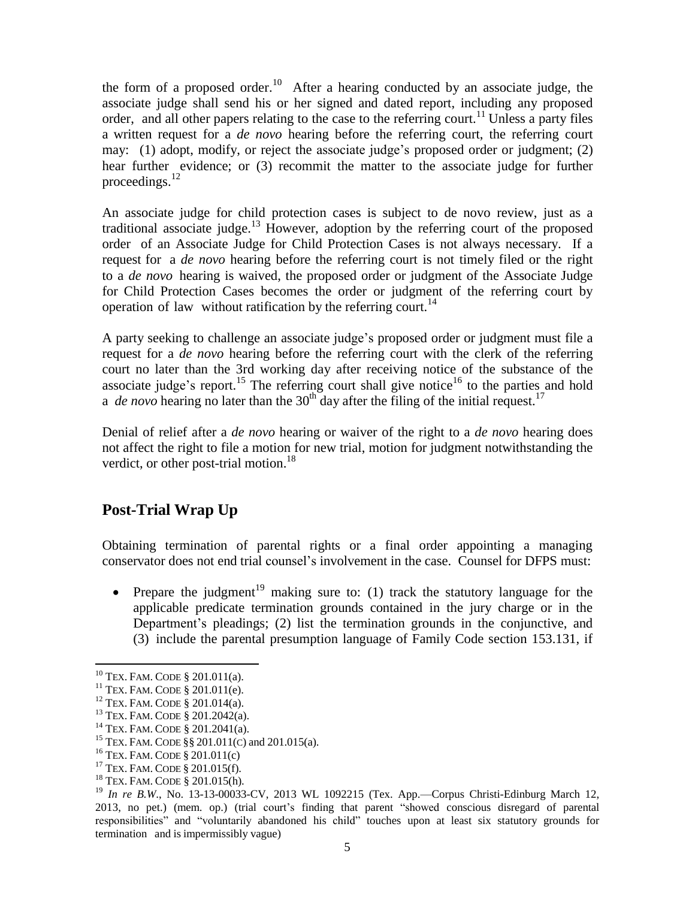the form of a proposed order.[10] After a hearing conducted by an associate judge, the associate judge shall send his or her signed and dated report, including any proposed order, and all other papers relating to the case to the referring court.[11] Unless a party files a written request for a *de novo* hearing before the referring court, the referring court may: (1) adopt, modify, or reject the associate judge's proposed order or judgment; (2) hear further evidence; or (3) recommit the matter to the associate judge for further proceedings.[12]

An associate judge for child protection cases is subject to de novo review, just as a traditional associate judge.[13] However, adoption by the referring court of the proposed order of an Associate Judge for Child Protection Cases is not always necessary. If a request for a *de novo* hearing before the referring court is not timely filed or the right to a *de novo* hearing is waived, the proposed order or judgment of the Associate Judge for Child Protection Cases becomes the order or judgment of the referring court by operation of law without ratification by the referring court.[14]

A party seeking to challenge an associate judge's proposed order or judgment must file a request for a *de novo* hearing before the referring court with the clerk of the referring court no later than the 3rd working day after receiving notice of the substance of the associate judge's report.[15] The referring court shall give notice[16] to the parties and hold a *de novo* hearing no later than the 30th day after the filing of the initial request.[17]

Denial of relief after a *de novo* hearing or waiver of the right to a *de novo* hearing does not affect the right to file a motion for new trial, motion for judgment notwithstanding the verdict, or other post-trial motion.[18]

## Post-Trial Wrap Up

Obtaining termination of parental rights or a final order appointing a managing conservator does not end trial counsel's involvement in the case. Counsel for DFPS must:

- Prepare the judgment[19] making sure to: (1) track the statutory language for the applicable predicate termination grounds contained in the jury charge or in the Department's pleadings; (2) list the termination grounds in the conjunctive, and (3) include the parental presumption language of Family Code section 153.131, if

---

[10] TEX. FAM. CODE § 201.011(a).
[11] TEX. FAM. CODE § 201.011(e).
[12] TEX. FAM. CODE § 201.014(a).
[13] TEX. FAM. CODE § 201.2042(a).
[14] TEX. FAM. CODE § 201.2041(a).
[15] TEX. FAM. CODE §§ 201.011(C) and 201.015(a).
[16] TEX. FAM. CODE § 201.011(c)
[17] TEX. FAM. CODE § 201.015(f).
[18] TEX. FAM. CODE § 201.015(h).
[19] *In re B.W.*, No. 13-13-00033-CV, 2013 WL 1092215 (Tex. App.—Corpus Christi-Edinburg March 12, 2013, no pet.) (mem. op.) (trial court's finding that parent "showed conscious disregard of parental responsibilities" and "voluntarily abandoned his child" touches upon at least six statutory grounds for termination and is impermissibly vague)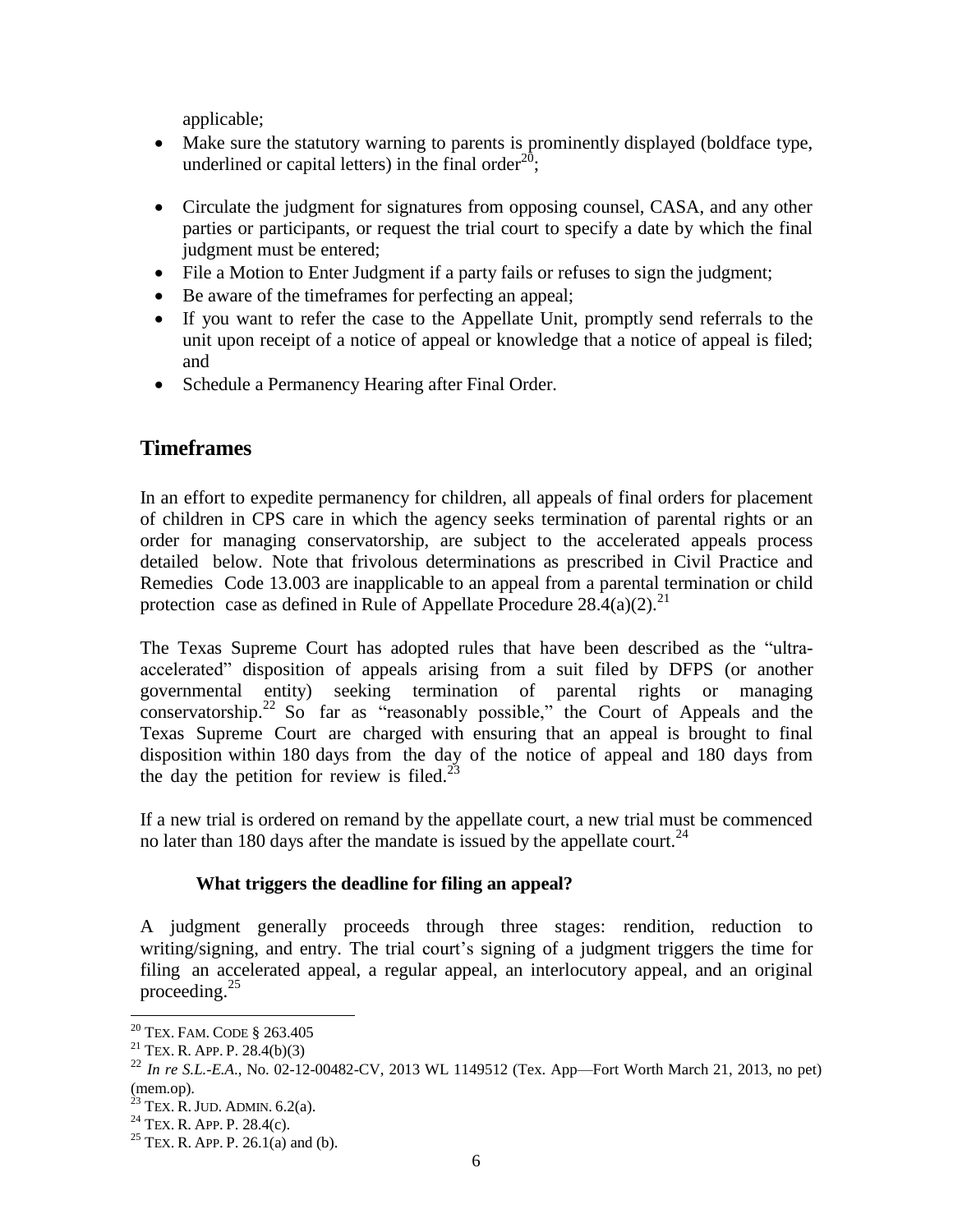applicable;

- Make sure the statutory warning to parents is prominently displayed (boldface type, underlined or capital letters) in the final order[20];
- Circulate the judgment for signatures from opposing counsel, CASA, and any other parties or participants, or request the trial court to specify a date by which the final judgment must be entered;
- File a Motion to Enter Judgment if a party fails or refuses to sign the judgment;
- Be aware of the timeframes for perfecting an appeal;
- If you want to refer the case to the Appellate Unit, promptly send referrals to the unit upon receipt of a notice of appeal or knowledge that a notice of appeal is filed; and
- Schedule a Permanency Hearing after Final Order.

## Timeframes

In an effort to expedite permanency for children, all appeals of final orders for placement of children in CPS care in which the agency seeks termination of parental rights or an order for managing conservatorship, are subject to the accelerated appeals process detailed below. Note that frivolous determinations as prescribed in Civil Practice and Remedies Code 13.003 are inapplicable to an appeal from a parental termination or child protection case as defined in Rule of Appellate Procedure 28.4(a)(2).[21]

The Texas Supreme Court has adopted rules that have been described as the "ultra-accelerated" disposition of appeals arising from a suit filed by DFPS (or another governmental entity) seeking termination of parental rights or managing conservatorship.[22] So far as "reasonably possible," the Court of Appeals and the Texas Supreme Court are charged with ensuring that an appeal is brought to final disposition within 180 days from the day of the notice of appeal and 180 days from the day the petition for review is filed.[23]

If a new trial is ordered on remand by the appellate court, a new trial must be commenced no later than 180 days after the mandate is issued by the appellate court.[24]

### What triggers the deadline for filing an appeal?

A judgment generally proceeds through three stages: rendition, reduction to writing/signing, and entry. The trial court's signing of a judgment triggers the time for filing an accelerated appeal, a regular appeal, an interlocutory appeal, and an original proceeding.[25]

---

[20] TEX. FAM. CODE § 263.405

[21] TEX. R. APP. P. 28.4(b)(3)

[22] *In re S.L.-E.A.*, No. 02-12-00482-CV, 2013 WL 1149512 (Tex. App—Fort Worth March 21, 2013, no pet) (mem.op).

[23] TEX. R. JUD. ADMIN. 6.2(a).

[24] TEX. R. APP. P. 28.4(c).

[25] TEX. R. APP. P. 26.1(a) and (b).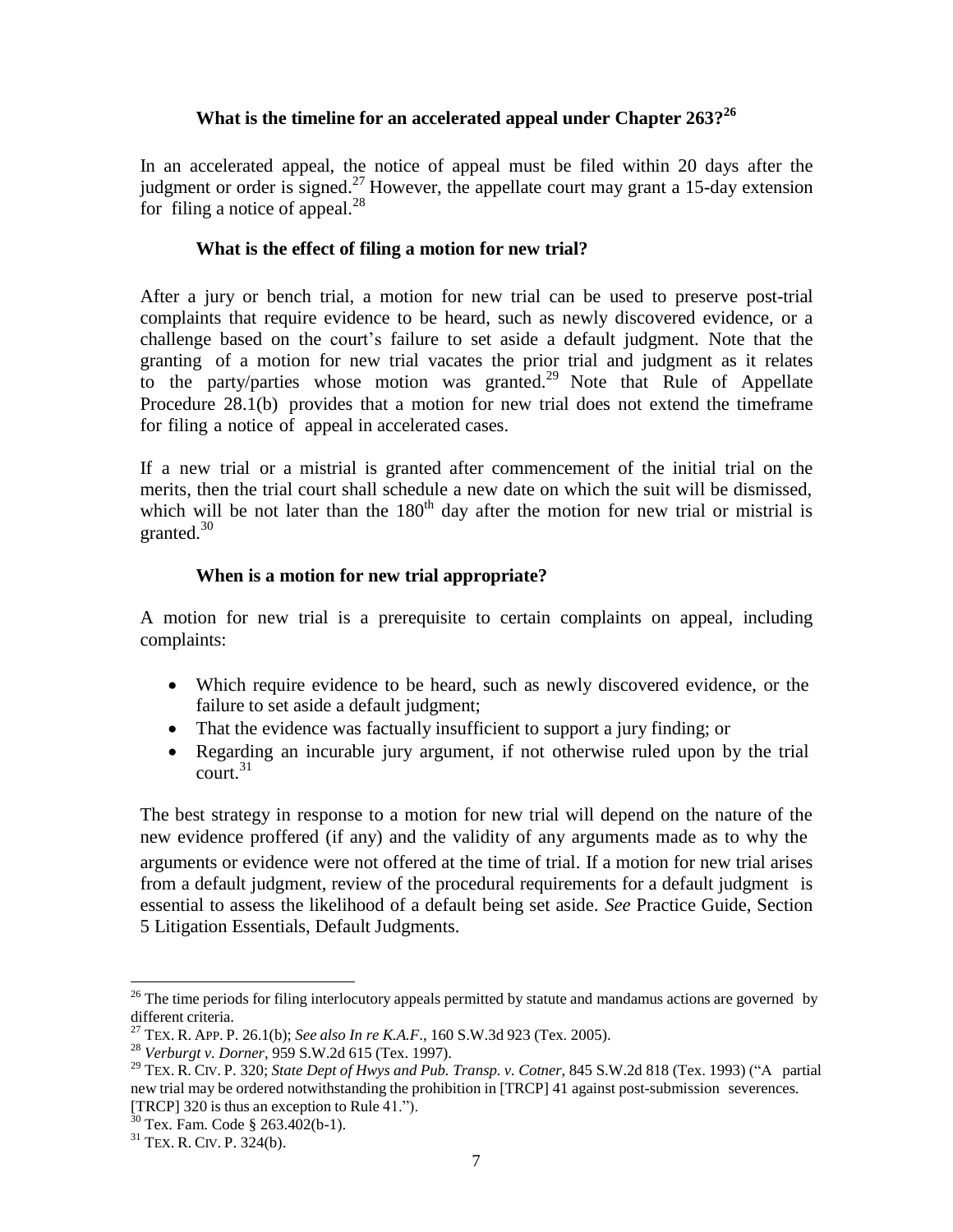### What is the timeline for an accelerated appeal under Chapter 263?[26]

In an accelerated appeal, the notice of appeal must be filed within 20 days after the judgment or order is signed.[27] However, the appellate court may grant a 15-day extension for filing a notice of appeal.[28]

### What is the effect of filing a motion for new trial?

After a jury or bench trial, a motion for new trial can be used to preserve post-trial complaints that require evidence to be heard, such as newly discovered evidence, or a challenge based on the court's failure to set aside a default judgment. Note that the granting of a motion for new trial vacates the prior trial and judgment as it relates to the party/parties whose motion was granted.[29] Note that Rule of Appellate Procedure 28.1(b) provides that a motion for new trial does not extend the timeframe for filing a notice of appeal in accelerated cases.

If a new trial or a mistrial is granted after commencement of the initial trial on the merits, then the trial court shall schedule a new date on which the suit will be dismissed, which will be not later than the 180th day after the motion for new trial or mistrial is granted.[30]

### When is a motion for new trial appropriate?

A motion for new trial is a prerequisite to certain complaints on appeal, including complaints:

- Which require evidence to be heard, such as newly discovered evidence, or the failure to set aside a default judgment;
- That the evidence was factually insufficient to support a jury finding; or
- Regarding an incurable jury argument, if not otherwise ruled upon by the trial court.[31]

The best strategy in response to a motion for new trial will depend on the nature of the new evidence proffered (if any) and the validity of any arguments made as to why the arguments or evidence were not offered at the time of trial. If a motion for new trial arises from a default judgment, review of the procedural requirements for a default judgment is essential to assess the likelihood of a default being set aside. *See* Practice Guide, Section 5 Litigation Essentials, Default Judgments.

---

[26] The time periods for filing interlocutory appeals permitted by statute and mandamus actions are governed by different criteria.

[27] TEX. R. APP. P. 26.1(b); *See also In re K.A.F.*, 160 S.W.3d 923 (Tex. 2005).

[28] *Verburgt v. Dorner*, 959 S.W.2d 615 (Tex. 1997).

[29] TEX. R. CIV. P. 320; *State Dept of Hwys and Pub. Transp. v. Cotner*, 845 S.W.2d 818 (Tex. 1993) ("A partial new trial may be ordered notwithstanding the prohibition in [TRCP] 41 against post-submission severences. [TRCP] 320 is thus an exception to Rule 41.").

[30] Tex. Fam. Code § 263.402(b-1).

[31] TEX. R. CIV. P. 324(b).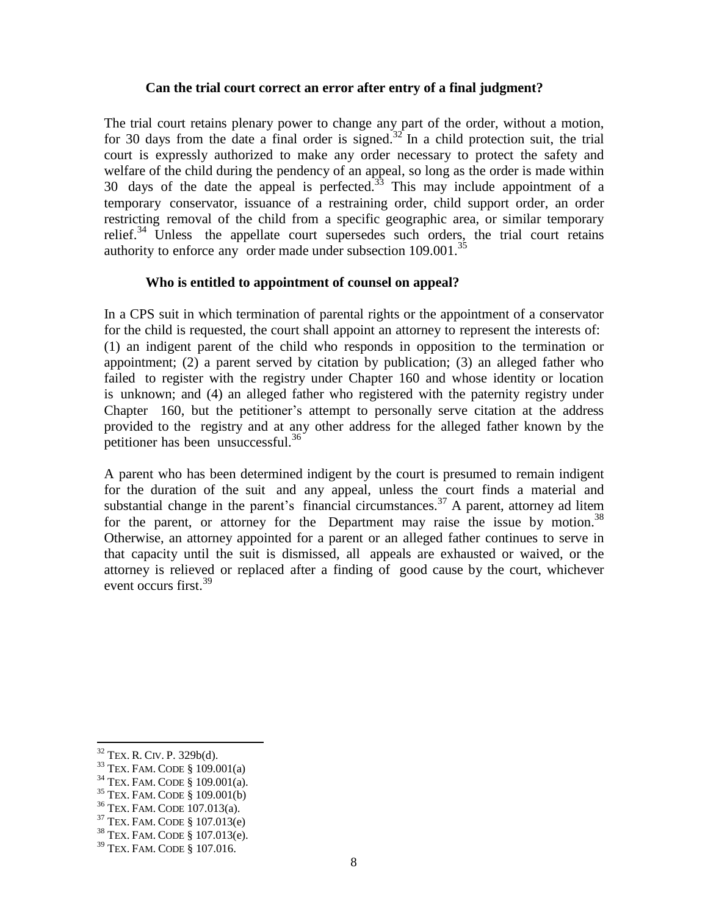**Can the trial court correct an error after entry of a final judgment?**

The trial court retains plenary power to change any part of the order, without a motion, for 30 days from the date a final order is signed.[32] In a child protection suit, the trial court is expressly authorized to make any order necessary to protect the safety and welfare of the child during the pendency of an appeal, so long as the order is made within 30 days of the date the appeal is perfected.[33] This may include appointment of a temporary conservator, issuance of a restraining order, child support order, an order restricting removal of the child from a specific geographic area, or similar temporary relief.[34] Unless the appellate court supersedes such orders, the trial court retains authority to enforce any order made under subsection 109.001.[35]

**Who is entitled to appointment of counsel on appeal?**

In a CPS suit in which termination of parental rights or the appointment of a conservator for the child is requested, the court shall appoint an attorney to represent the interests of: (1) an indigent parent of the child who responds in opposition to the termination or appointment; (2) a parent served by citation by publication; (3) an alleged father who failed to register with the registry under Chapter 160 and whose identity or location is unknown; and (4) an alleged father who registered with the paternity registry under Chapter 160, but the petitioner's attempt to personally serve citation at the address provided to the registry and at any other address for the alleged father known by the petitioner has been unsuccessful.[36]

A parent who has been determined indigent by the court is presumed to remain indigent for the duration of the suit and any appeal, unless the court finds a material and substantial change in the parent's financial circumstances.[37] A parent, attorney ad litem for the parent, or attorney for the Department may raise the issue by motion.[38] Otherwise, an attorney appointed for a parent or an alleged father continues to serve in that capacity until the suit is dismissed, all appeals are exhausted or waived, or the attorney is relieved or replaced after a finding of good cause by the court, whichever event occurs first.[39]

---

[32] TEX. R. CIV. P. 329b(d).
[33] TEX. FAM. CODE § 109.001(a)
[34] TEX. FAM. CODE § 109.001(a).
[35] TEX. FAM. CODE § 109.001(b)
[36] TEX. FAM. CODE 107.013(a).
[37] TEX. FAM. CODE § 107.013(e)
[38] TEX. FAM. CODE § 107.013(e).
[39] TEX. FAM. CODE § 107.016.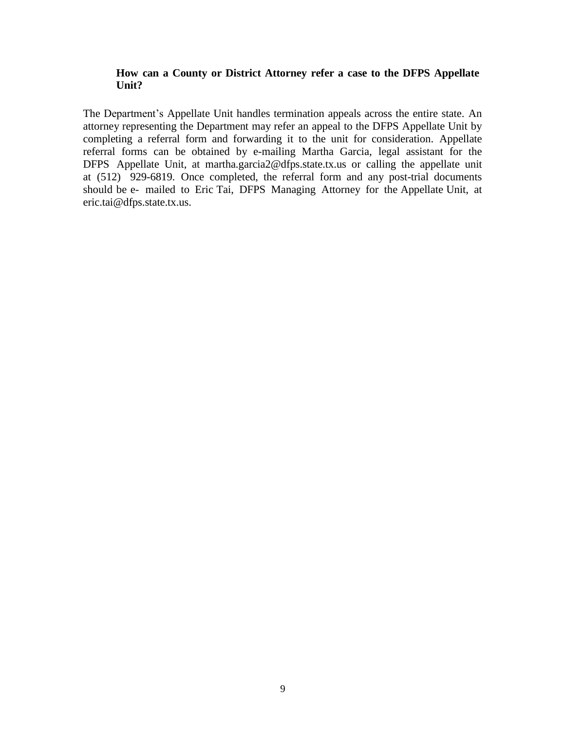**How can a County or District Attorney refer a case to the DFPS Appellate Unit?**

The Department's Appellate Unit handles termination appeals across the entire state. An attorney representing the Department may refer an appeal to the DFPS Appellate Unit by completing a referral form and forwarding it to the unit for consideration. Appellate referral forms can be obtained by e-mailing Martha Garcia, legal assistant for the DFPS Appellate Unit, at martha.garcia2@dfps.state.tx.us or calling the appellate unit at (512) 929-6819. Once completed, the referral form and any post-trial documents should be e- mailed to Eric Tai, DFPS Managing Attorney for the Appellate Unit, at eric.tai@dfps.state.tx.us.